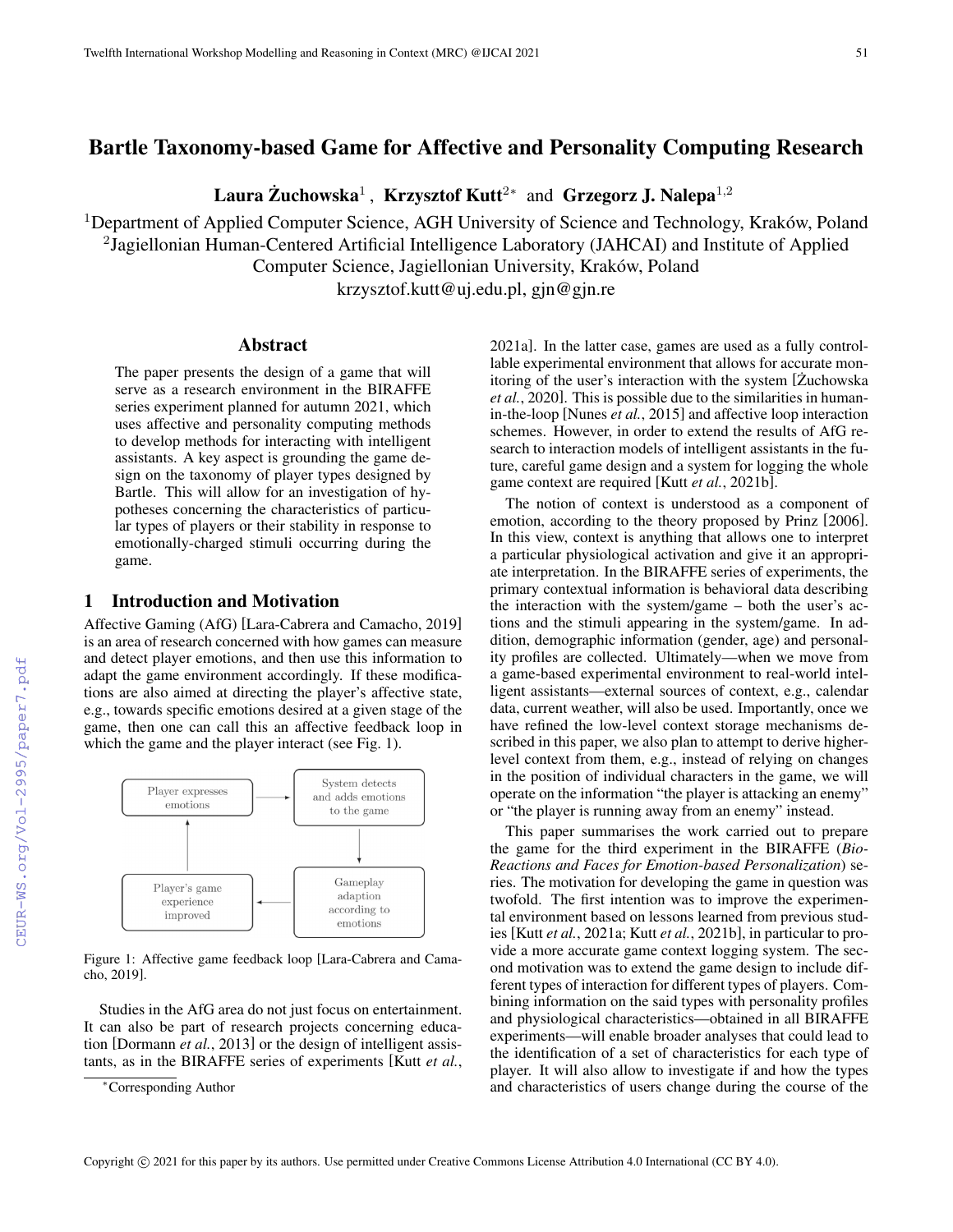# Bartle Taxonomy-based Game for Affective and Personality Computing Research

**Laura Żuchowska**[1], **Krzysztof Kutt**[2*] and **Grzegorz J. Nalepa**[1,2]

[1]Department of Applied Computer Science, AGH University of Science and Technology, Kraków, Poland
[2]Jagiellonian Human-Centered Artificial Intelligence Laboratory (JAHCAI) and Institute of Applied Computer Science, Jagiellonian University, Kraków, Poland
krzysztof.kutt@uj.edu.pl, gjn@gjn.re

## Abstract

The paper presents the design of a game that will serve as a research environment in the BIRAFFE series experiment planned for autumn 2021, which uses affective and personality computing methods to develop methods for interacting with intelligent assistants. A key aspect is grounding the game design on the taxonomy of player types designed by Bartle. This will allow for an investigation of hypotheses concerning the characteristics of particular types of players or their stability in response to emotionally-charged stimuli occurring during the game.

## 1 Introduction and Motivation

Affective Gaming (AfG) [Lara-Cabrera and Camacho, 2019] is an area of research concerned with how games can measure and detect player emotions, and then use this information to adapt the game environment accordingly. If these modifications are also aimed at directing the player's affective state, e.g., towards specific emotions desired at a given stage of the game, then one can call this an affective feedback loop in which the game and the player interact (see Fig. 1).

Player expresses emotions → System detects and adds emotions to the game → Gameplay adaption according to emotions → Player's game experience improved → Player expresses emotions

Figure 1: Affective game feedback loop [Lara-Cabrera and Camacho, 2019].

Studies in the AfG area do not just focus on entertainment. It can also be part of research projects concerning education [Dormann *et al.*, 2013] or the design of intelligent assistants, as in the BIRAFFE series of experiments [Kutt *et al.*, 2021a]. In the latter case, games are used as a fully controllable experimental environment that allows for accurate monitoring of the user's interaction with the system [Żuchowska *et al.*, 2020]. This is possible due to the similarities in human-in-the-loop [Nunes *et al.*, 2015] and affective loop interaction schemes. However, in order to extend the results of AfG research to interaction models of intelligent assistants in the future, careful game design and a system for logging the whole game context are required [Kutt *et al.*, 2021b].

The notion of context is understood as a component of emotion, according to the theory proposed by Prinz [2006]. In this view, context is anything that allows one to interpret a particular physiological activation and give it an appropriate interpretation. In the BIRAFFE series of experiments, the primary contextual information is behavioral data describing the interaction with the system/game – both the user's actions and the stimuli appearing in the system/game. In addition, demographic information (gender, age) and personality profiles are collected. Ultimately—when we move from a game-based experimental environment to real-world intelligent assistants—external sources of context, e.g., calendar data, current weather, will also be used. Importantly, once we have refined the low-level context storage mechanisms described in this paper, we also plan to attempt to derive higher-level context from them, e.g., instead of relying on changes in the position of individual characters in the game, we will operate on the information "the player is attacking an enemy" or "the player is running away from an enemy" instead.

This paper summarises the work carried out to prepare the game for the third experiment in the BIRAFFE (*Bio-Reactions and Faces for Emotion-based Personalization*) series. The motivation for developing the game in question was twofold. The first intention was to improve the experimental environment based on lessons learned from previous studies [Kutt *et al.*, 2021a; Kutt *et al.*, 2021b], in particular to provide a more accurate game context logging system. The second motivation was to extend the game design to include different types of interaction for different types of players. Combining information on the said types with personality profiles and physiological characteristics—obtained in all BIRAFFE experiments—will enable broader analyses that could lead to the identification of a set of characteristics for each type of player. It will also allow to investigate if and how the types and characteristics of users change during the course of the

[*]Corresponding Author

Copyright © 2021 for this paper by its authors. Use permitted under Creative Commons License Attribution 4.0 International (CC BY 4.0).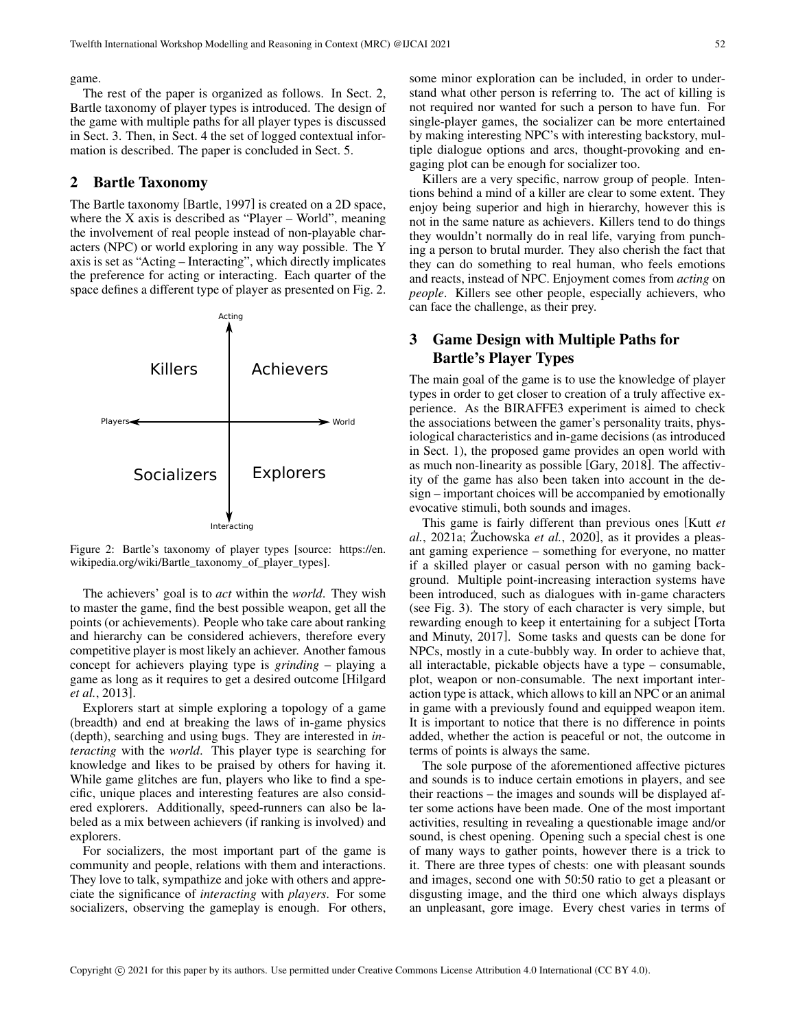game.

The rest of the paper is organized as follows. In Sect. 2, Bartle taxonomy of player types is introduced. The design of the game with multiple paths for all player types is discussed in Sect. 3. Then, in Sect. 4 the set of logged contextual information is described. The paper is concluded in Sect. 5.

## 2 Bartle Taxonomy

The Bartle taxonomy [Bartle, 1997] is created on a 2D space, where the X axis is described as "Player – World", meaning the involvement of real people instead of non-playable characters (NPC) or world exploring in any way possible. The Y axis is set as "Acting – Interacting", which directly implicates the preference for acting or interacting. Each quarter of the space defines a different type of player as presented on Fig. 2.

Figure 2: Bartle's taxonomy of player types [source: https://en.wikipedia.org/wiki/Bartle_taxonomy_of_player_types].

The achievers' goal is to *act* within the *world*. They wish to master the game, find the best possible weapon, get all the points (or achievements). People who take care about ranking and hierarchy can be considered achievers, therefore every competitive player is most likely an achiever. Another famous concept for achievers playing type is *grinding* – playing a game as long as it requires to get a desired outcome [Hilgard *et al.*, 2013].

Explorers start at simple exploring a topology of a game (breadth) and end at breaking the laws of in-game physics (depth), searching and using bugs. They are interested in *interacting* with the *world*. This player type is searching for knowledge and likes to be praised by others for having it. While game glitches are fun, players who like to find a specific, unique places and interesting features are also considered explorers. Additionally, speed-runners can also be labeled as a mix between achievers (if ranking is involved) and explorers.

For socializers, the most important part of the game is community and people, relations with them and interactions. They love to talk, sympathize and joke with others and appreciate the significance of *interacting* with *players*. For some socializers, observing the gameplay is enough. For others, some minor exploration can be included, in order to understand what other person is referring to. The act of killing is not required nor wanted for such a person to have fun. For single-player games, the socializer can be more entertained by making interesting NPC's with interesting backstory, multiple dialogue options and arcs, thought-provoking and engaging plot can be enough for socializer too.

Killers are a very specific, narrow group of people. Intentions behind a mind of a killer are clear to some extent. They enjoy being superior and high in hierarchy, however this is not in the same nature as achievers. Killers tend to do things they wouldn't normally do in real life, varying from punching a person to brutal murder. They also cherish the fact that they can do something to real human, who feels emotions and reacts, instead of NPC. Enjoyment comes from *acting* on *people*. Killers see other people, especially achievers, who can face the challenge, as their prey.

## 3 Game Design with Multiple Paths for Bartle's Player Types

The main goal of the game is to use the knowledge of player types in order to get closer to creation of a truly affective experience. As the BIRAFFE3 experiment is aimed to check the associations between the gamer's personality traits, physiological characteristics and in-game decisions (as introduced in Sect. 1), the proposed game provides an open world with as much non-linearity as possible [Gary, 2018]. The affectivity of the game has also been taken into account in the design – important choices will be accompanied by emotionally evocative stimuli, both sounds and images.

This game is fairly different than previous ones [Kutt *et al.*, 2021a; Żuchowska *et al.*, 2020], as it provides a pleasant gaming experience – something for everyone, no matter if a skilled player or casual person with no gaming background. Multiple point-increasing interaction systems have been introduced, such as dialogues with in-game characters (see Fig. 3). The story of each character is very simple, but rewarding enough to keep it entertaining for a subject [Torta and Minuty, 2017]. Some tasks and quests can be done for NPCs, mostly in a cute-bubbly way. In order to achieve that, all interactable, pickable objects have a type – consumable, plot, weapon or non-consumable. The next important interaction type is attack, which allows to kill an NPC or an animal in game with a previously found and equipped weapon item. It is important to notice that there is no difference in points added, whether the action is peaceful or not, the outcome in terms of points is always the same.

The sole purpose of the aforementioned affective pictures and sounds is to induce certain emotions in players, and see their reactions – the images and sounds will be displayed after some actions have been made. One of the most important activities, resulting in revealing a questionable image and/or sound, is chest opening. Opening such a special chest is one of many ways to gather points, however there is a trick to it. There are three types of chests: one with pleasant sounds and images, second one with 50:50 ratio to get a pleasant or disgusting image, and the third one which always displays an unpleasant, gore image. Every chest varies in terms of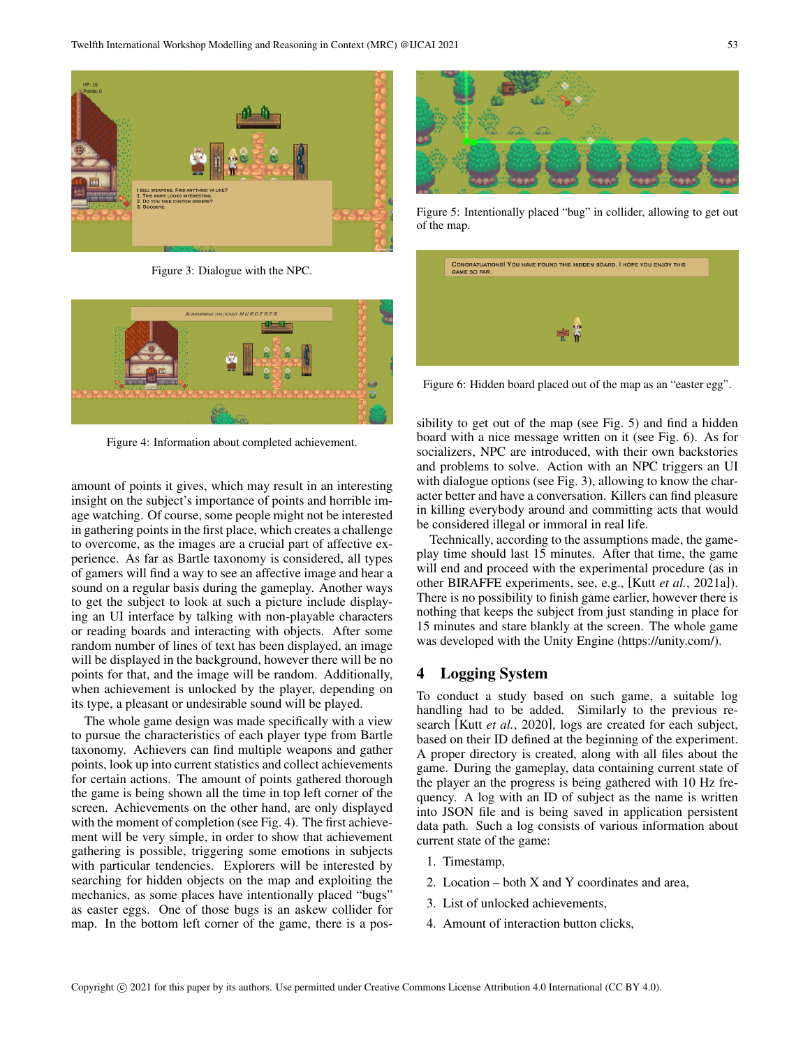Figure 3: Dialogue with the NPC.

Figure 4: Information about completed achievement.

amount of points it gives, which may result in an interesting insight on the subject's importance of points and horrible image watching. Of course, some people might not be interested in gathering points in the first place, which creates a challenge to overcome, as the images are a crucial part of affective experience. As far as Bartle taxonomy is considered, all types of gamers will find a way to see an affective image and hear a sound on a regular basis during the gameplay. Another way to get the subject to look at such a picture include displaying an UI interface by talking with non-playable characters or reading boards and interacting with objects. After some random number of lines of text has been displayed, an image will be displayed in the background, however there will be no points for that, and the image will be random. Additionally, when achievement is unlocked by the player, depending on its type, a pleasant or undesirable sound will be played.

The whole game design was made specifically with a view to pursue the characteristics of each player type from Bartle taxonomy. Achievers can find multiple weapons and gather points, look up into current statistics and collect achievements for certain actions. The amount of points gathered thorough the game is being shown all the time in top left corner of the screen. Achievements on the other hand, are only displayed with the moment of completion (see Fig. 4). The first achievement will be very simple, in order to show that achievement gathering is possible, triggering some emotions in subjects with particular tendencies. Explorers will be interested by searching for hidden objects on the map and exploiting the mechanics, as some places have intentionally placed "bugs" as easter eggs. One of those bugs is an askew collider for map. In the bottom left corner of the game, there is a possibility to get out of the map (see Fig. 5) and find a hidden board with a nice message written on it (see Fig. 6). As for socializers, NPC are introduced, with their own backstories and problems to solve. Action with an NPC triggers an UI with dialogue options (see Fig. 3), allowing to know the character better and have a conversation. Killers can find pleasure in killing everybody around and committing acts that would be considered illegal or immoral in real life.

Figure 5: Intentionally placed "bug" in collider, allowing to get out of the map.

Figure 6: Hidden board placed out of the map as an "easter egg".

Technically, according to the assumptions made, the gameplay time should last 15 minutes. After that time, the game will end and proceed with the experimental procedure (as in other BIRAFFE experiments, see, e.g., [Kutt *et al.*, 2021a]). There is no possibility to finish game earlier, however there is nothing that keeps the subject from just standing in place for 15 minutes and stare blankly at the screen. The whole game was developed with the Unity Engine (https://unity.com/).

## 4 Logging System

To conduct a study based on such game, a suitable log handling had to be added. Similarly to the previous research [Kutt *et al.*, 2020], logs are created for each subject, based on their ID defined at the beginning of the experiment. A proper directory is created, along with all files about the game. During the gameplay, data containing current state of the player an the progress is being gathered with 10 Hz frequency. A log with an ID of subject as the name is written into JSON file and is being saved in application persistent data path. Such a log consists of various information about current state of the game:

1. Timestamp,
2. Location – both X and Y coordinates and area,
3. List of unlocked achievements,
4. Amount of interaction button clicks,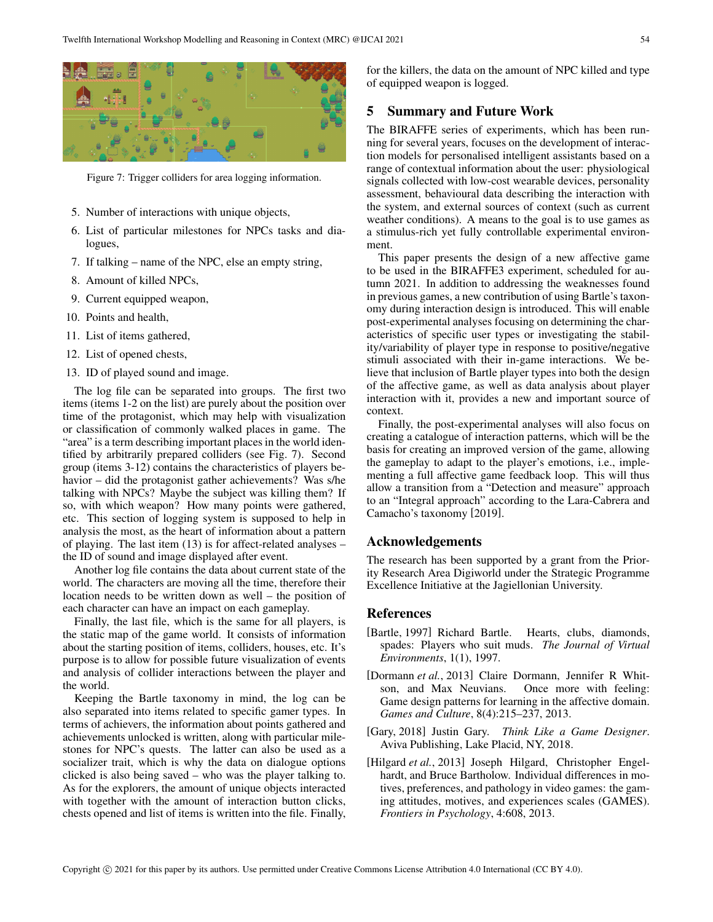Figure 7: Trigger colliders for area logging information.

5. Number of interactions with unique objects,
6. List of particular milestones for NPCs tasks and dialogues,
7. If talking – name of the NPC, else an empty string,
8. Amount of killed NPCs,
9. Current equipped weapon,
10. Points and health,
11. List of items gathered,
12. List of opened chests,
13. ID of played sound and image.

The log file can be separated into groups. The first two items (items 1-2 on the list) are purely about the position over time of the protagonist, which may help with visualization or classification of commonly walked places in game. The "area" is a term describing important places in the world identified by arbitrarily prepared colliders (see Fig. 7). Second group (items 3-12) contains the characteristics of players behavior – did the protagonist gather achievements? Was s/he talking with NPCs? Maybe the subject was killing them? If so, with which weapon? How many points were gathered, etc. This section of logging system is supposed to help in analysis the most, as the heart of information about a pattern of playing. The last item (13) is for affect-related analyses – the ID of sound and image displayed after event.

Another log file contains the data about current state of the world. The characters are moving all the time, therefore their location needs to be written down as well – the position of each character can have an impact on each gameplay.

Finally, the last file, which is the same for all players, is the static map of the game world. It consists of information about the starting position of items, colliders, houses, etc. It's purpose is to allow for possible future visualization of events and analysis of collider interactions between the player and the world.

Keeping the Bartle taxonomy in mind, the log can be also separated into items related to specific gamer types. In terms of achievers, the information about points gathered and achievements unlocked is written, along with particular milestones for NPC's quests. The latter can also be used as a socializer trait, which is why the data on dialogue options clicked is also being saved – who was the player talking to. As for the explorers, the amount of unique objects interacted with together with the amount of interaction button clicks, chests opened and list of items is written into the file. Finally, for the killers, the data on the amount of NPC killed and type of equipped weapon is logged.

## 5 Summary and Future Work

The BIRAFFE series of experiments, which has been running for several years, focuses on the development of interaction models for personalised intelligent assistants based on a range of contextual information about the user: physiological signals collected with low-cost wearable devices, personality assessment, behavioural data describing the interaction with the system, and external sources of context (such as current weather conditions). A means to the goal is to use games as a stimulus-rich yet fully controllable experimental environment.

This paper presents the design of a new affective game to be used in the BIRAFFE3 experiment, scheduled for autumn 2021. In addition to addressing the weaknesses found in previous games, a new contribution of using Bartle's taxonomy during interaction design is introduced. This will enable post-experimental analyses focusing on determining the characteristics of specific user types or investigating the stability/variability of player type in response to positive/negative stimuli associated with their in-game interactions. We believe that inclusion of Bartle player types into both the design of the affective game, as well as data analysis about player interaction with it, provides a new and important source of context.

Finally, the post-experimental analyses will also focus on creating a catalogue of interaction patterns, which will be the basis for creating an improved version of the game, allowing the gameplay to adapt to the player's emotions, i.e., implementing a full affective game feedback loop. This will thus allow a transition from a "Detection and measure" approach to an "Integral approach" according to the Lara-Cabrera and Camacho's taxonomy [2019].

## Acknowledgements

The research has been supported by a grant from the Priority Research Area Digiworld under the Strategic Programme Excellence Initiative at the Jagiellonian University.

## References

[Bartle, 1997] Richard Bartle. Hearts, clubs, diamonds, spades: Players who suit muds. *The Journal of Virtual Environments*, 1(1), 1997.

[Dormann *et al.*, 2013] Claire Dormann, Jennifer R Whitson, and Max Neuvians. Once more with feeling: Game design patterns for learning in the affective domain. *Games and Culture*, 8(4):215–237, 2013.

[Gary, 2018] Justin Gary. *Think Like a Game Designer*. Aviva Publishing, Lake Placid, NY, 2018.

[Hilgard *et al.*, 2013] Joseph Hilgard, Christopher Engelhardt, and Bruce Bartholow. Individual differences in motives, preferences, and pathology in video games: the gaming attitudes, motives, and experiences scales (GAMES). *Frontiers in Psychology*, 4:608, 2013.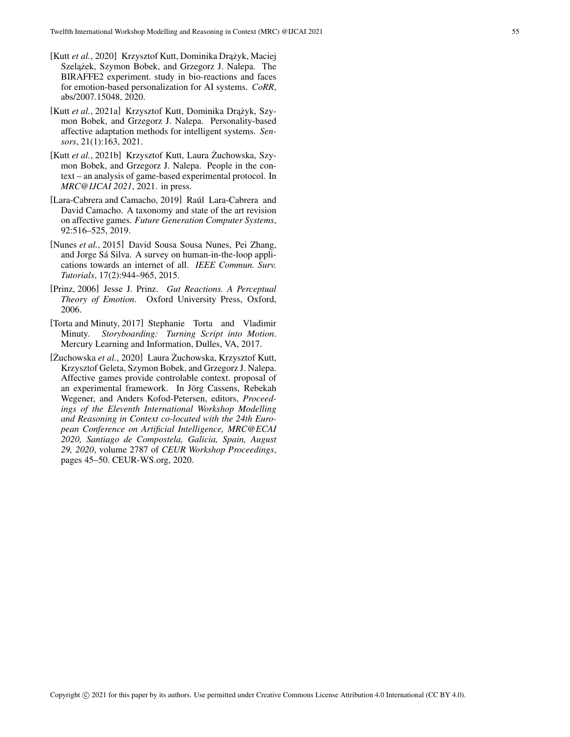[Kutt *et al.*, 2020] Krzysztof Kutt, Dominika Drążyk, Maciej Szelążek, Szymon Bobek, and Grzegorz J. Nalepa. The BIRAFFE2 experiment. study in bio-reactions and faces for emotion-based personalization for AI systems. *CoRR*, abs/2007.15048, 2020.

[Kutt *et al.*, 2021a] Krzysztof Kutt, Dominika Drążyk, Szymon Bobek, and Grzegorz J. Nalepa. Personality-based affective adaptation methods for intelligent systems. *Sensors*, 21(1):163, 2021.

[Kutt *et al.*, 2021b] Krzysztof Kutt, Laura Żuchowska, Szymon Bobek, and Grzegorz J. Nalepa. People in the context – an analysis of game-based experimental protocol. In *MRC@IJCAI 2021*, 2021. in press.

[Lara-Cabrera and Camacho, 2019] Raúl Lara-Cabrera and David Camacho. A taxonomy and state of the art revision on affective games. *Future Generation Computer Systems*, 92:516–525, 2019.

[Nunes *et al.*, 2015] David Sousa Sousa Nunes, Pei Zhang, and Jorge Sá Silva. A survey on human-in-the-loop applications towards an internet of all. *IEEE Commun. Surv. Tutorials*, 17(2):944–965, 2015.

[Prinz, 2006] Jesse J. Prinz. *Gut Reactions. A Perceptual Theory of Emotion*. Oxford University Press, Oxford, 2006.

[Torta and Minuty, 2017] Stephanie Torta and Vladimir Minuty. *Storyboarding: Turning Script into Motion*. Mercury Learning and Information, Dulles, VA, 2017.

[Żuchowska *et al.*, 2020] Laura Żuchowska, Krzysztof Kutt, Krzysztof Geleta, Szymon Bobek, and Grzegorz J. Nalepa. Affective games provide controlable context. proposal of an experimental framework. In Jörg Cassens, Rebekah Wegener, and Anders Kofod-Petersen, editors, *Proceedings of the Eleventh International Workshop Modelling and Reasoning in Context co-located with the 24th European Conference on Artificial Intelligence, MRC@ECAI 2020, Santiago de Compostela, Galicia, Spain, August 29, 2020*, volume 2787 of *CEUR Workshop Proceedings*, pages 45–50. CEUR-WS.org, 2020.